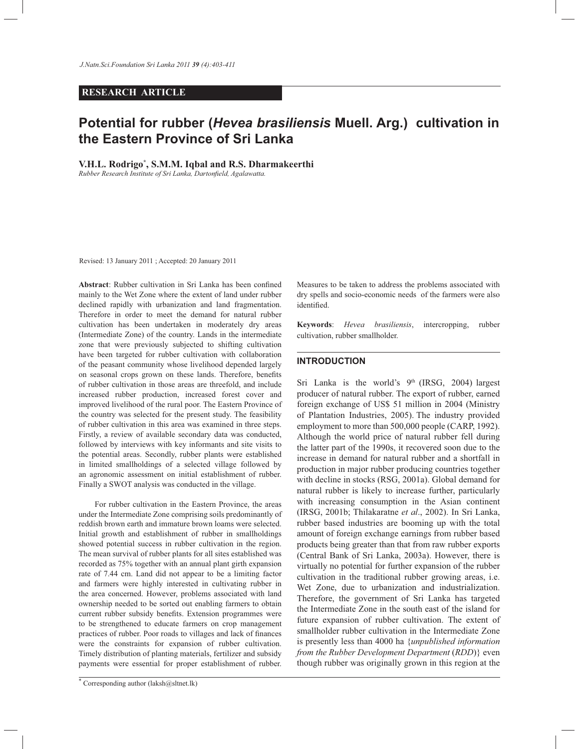**RESEARCH ARTICLE**

# Potential for rubber (*Hevea brasiliensis* Muell. Arg.) cultivation in the Eastern Province of Sri Lanka

**V.H.L. Rodrigo*, S.M.M. Iqbal and R.S. Dharmakeerthi**

*Rubber Research Institute of Sri Lanka, Dartonfield, Agalawatta.*

Revised: 13 January 2011 ; Accepted: 20 January 2011

**Abstract**: Rubber cultivation in Sri Lanka has been confined mainly to the Wet Zone where the extent of land under rubber declined rapidly with urbanization and land fragmentation. Therefore in order to meet the demand for natural rubber cultivation has been undertaken in moderately dry areas (Intermediate Zone) of the country. Lands in the intermediate zone that were previously subjected to shifting cultivation have been targeted for rubber cultivation with collaboration of the peasant community whose livelihood depended largely on seasonal crops grown on these lands. Therefore, benefits of rubber cultivation in those areas are threefold, and include increased rubber production, increased forest cover and improved livelihood of the rural poor. The Eastern Province of the country was selected for the present study. The feasibility of rubber cultivation in this area was examined in three steps. Firstly, a review of available secondary data was conducted, followed by interviews with key informants and site visits to the potential areas. Secondly, rubber plants were established in limited smallholdings of a selected village followed by an agronomic assessment on initial establishment of rubber. Finally a SWOT analysis was conducted in the village.

For rubber cultivation in the Eastern Province, the areas under the Intermediate Zone comprising soils predominantly of reddish brown earth and immature brown loams were selected. Initial growth and establishment of rubber in smallholdings showed potential success in rubber cultivation in the region. The mean survival of rubber plants for all sites established was recorded as 75% together with an annual plant girth expansion rate of 7.44 cm. Land did not appear to be a limiting factor and farmers were highly interested in cultivating rubber in the area concerned. However, problems associated with land ownership needed to be sorted out enabling farmers to obtain current rubber subsidy benefits. Extension programmes were to be strengthened to educate farmers on crop management practices of rubber. Poor roads to villages and lack of finances were the constraints for expansion of rubber cultivation. Timely distribution of planting materials, fertilizer and subsidy payments were essential for proper establishment of rubber. Measures to be taken to address the problems associated with dry spells and socio-economic needs of the farmers were also identified.

**Keywords**: *Hevea brasiliensis*, intercropping, rubber cultivation, rubber smallholder.

## INTRODUCTION

Sri Lanka is the world's 9th (IRSG, 2004) largest producer of natural rubber. The export of rubber, earned foreign exchange of US$ 51 million in 2004 (Ministry of Plantation Industries, 2005). The industry provided employment to more than 500,000 people (CARP, 1992). Although the world price of natural rubber fell during the latter part of the 1990s, it recovered soon due to the increase in demand for natural rubber and a shortfall in production in major rubber producing countries together with decline in stocks (RSG, 2001a). Global demand for natural rubber is likely to increase further, particularly with increasing consumption in the Asian continent (IRSG, 2001b; Thilakaratne *et al*., 2002). In Sri Lanka, rubber based industries are booming up with the total amount of foreign exchange earnings from rubber based products being greater than that from raw rubber exports (Central Bank of Sri Lanka, 2003a). However, there is virtually no potential for further expansion of the rubber cultivation in the traditional rubber growing areas, i.e. Wet Zone, due to urbanization and industrialization. Therefore, the government of Sri Lanka has targeted the Intermediate Zone in the south east of the island for future expansion of rubber cultivation. The extent of smallholder rubber cultivation in the Intermediate Zone is presently less than 4000 ha {*unpublished information from the Rubber Development Department* (*RDD*)} even though rubber was originally grown in this region at the

* Corresponding author (laksh@sltnet.lk)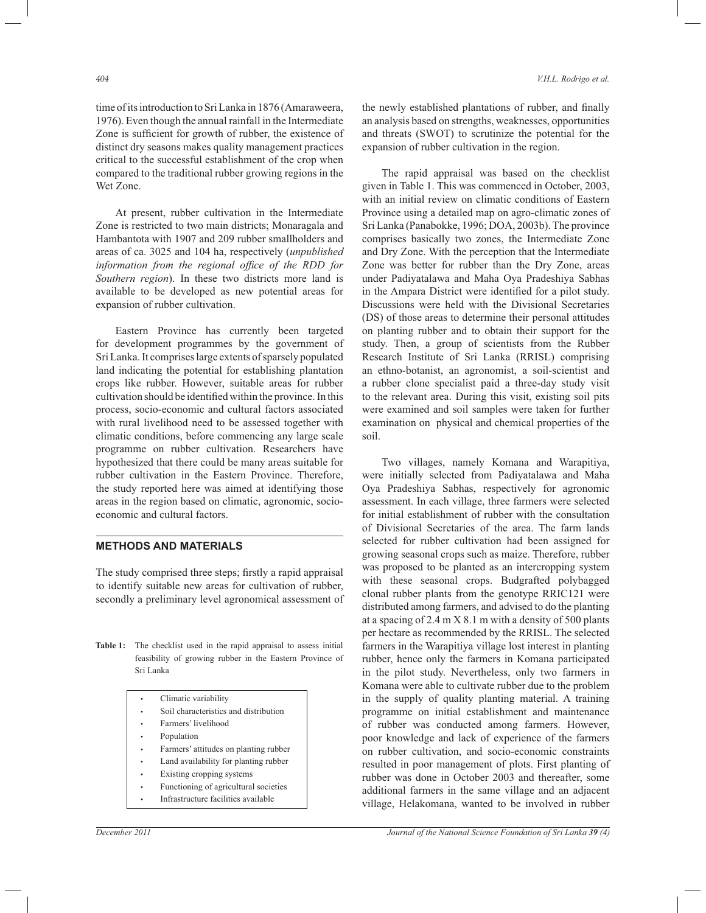time of its introduction to Sri Lanka in 1876 (Amaraweera, 1976). Even though the annual rainfall in the Intermediate Zone is sufficient for growth of rubber, the existence of distinct dry seasons makes quality management practices critical to the successful establishment of the crop when compared to the traditional rubber growing regions in the Wet Zone.

At present, rubber cultivation in the Intermediate Zone is restricted to two main districts; Monaragala and Hambantota with 1907 and 209 rubber smallholders and areas of ca. 3025 and 104 ha, respectively (*unpublished information from the regional office of the RDD for Southern region*). In these two districts more land is available to be developed as new potential areas for expansion of rubber cultivation.

Eastern Province has currently been targeted for development programmes by the government of Sri Lanka. It comprises large extents of sparsely populated land indicating the potential for establishing plantation crops like rubber. However, suitable areas for rubber cultivation should be identified within the province. In this process, socio-economic and cultural factors associated with rural livelihood need to be assessed together with climatic conditions, before commencing any large scale programme on rubber cultivation. Researchers have hypothesized that there could be many areas suitable for rubber cultivation in the Eastern Province. Therefore, the study reported here was aimed at identifying those areas in the region based on climatic, agronomic, socio-economic and cultural factors.

## METHODS AND MATERIALS

The study comprised three steps; firstly a rapid appraisal to identify suitable new areas for cultivation of rubber, secondly a preliminary level agronomical assessment of the newly established plantations of rubber, and finally an analysis based on strengths, weaknesses, opportunities and threats (SWOT) to scrutinize the potential for the expansion of rubber cultivation in the region.

**Table 1:** The checklist used in the rapid appraisal to assess initial feasibility of growing rubber in the Eastern Province of Sri Lanka

- Climatic variability
- Soil characteristics and distribution
- Farmers' livelihood
- Population
- Farmers' attitudes on planting rubber
- Land availability for planting rubber
- Existing cropping systems
- Functioning of agricultural societies
- Infrastructure facilities available

The rapid appraisal was based on the checklist given in Table 1. This was commenced in October, 2003, with an initial review on climatic conditions of Eastern Province using a detailed map on agro-climatic zones of Sri Lanka (Panabokke, 1996; DOA, 2003b). The province comprises basically two zones, the Intermediate Zone and Dry Zone. With the perception that the Intermediate Zone was better for rubber than the Dry Zone, areas under Padiyatalawa and Maha Oya Pradeshiya Sabhas in the Ampara District were identified for a pilot study. Discussions were held with the Divisional Secretaries (DS) of those areas to determine their personal attitudes on planting rubber and to obtain their support for the study. Then, a group of scientists from the Rubber Research Institute of Sri Lanka (RRISL) comprising an ethno-botanist, an agronomist, a soil-scientist and a rubber clone specialist paid a three-day study visit to the relevant area. During this visit, existing soil pits were examined and soil samples were taken for further examination on physical and chemical properties of the soil.

Two villages, namely Komana and Warapitiya, were initially selected from Padiyatalawa and Maha Oya Pradeshiya Sabhas, respectively for agronomic assessment. In each village, three farmers were selected for initial establishment of rubber with the consultation of Divisional Secretaries of the area. The farm lands selected for rubber cultivation had been assigned for growing seasonal crops such as maize. Therefore, rubber was proposed to be planted as an intercropping system with these seasonal crops. Budgrafted polybagged clonal rubber plants from the genotype RRIC121 were distributed among farmers, and advised to do the planting at a spacing of 2.4 m X 8.1 m with a density of 500 plants per hectare as recommended by the RRISL. The selected farmers in the Warapitiya village lost interest in planting rubber, hence only the farmers in Komana participated in the pilot study. Nevertheless, only two farmers in Komana were able to cultivate rubber due to the problem in the supply of quality planting material. A training programme on initial establishment and maintenance of rubber was conducted among farmers. However, poor knowledge and lack of experience of the farmers on rubber cultivation, and socio-economic constraints resulted in poor management of plots. First planting of rubber was done in October 2003 and thereafter, some additional farmers in the same village and an adjacent village, Helakomana, wanted to be involved in rubber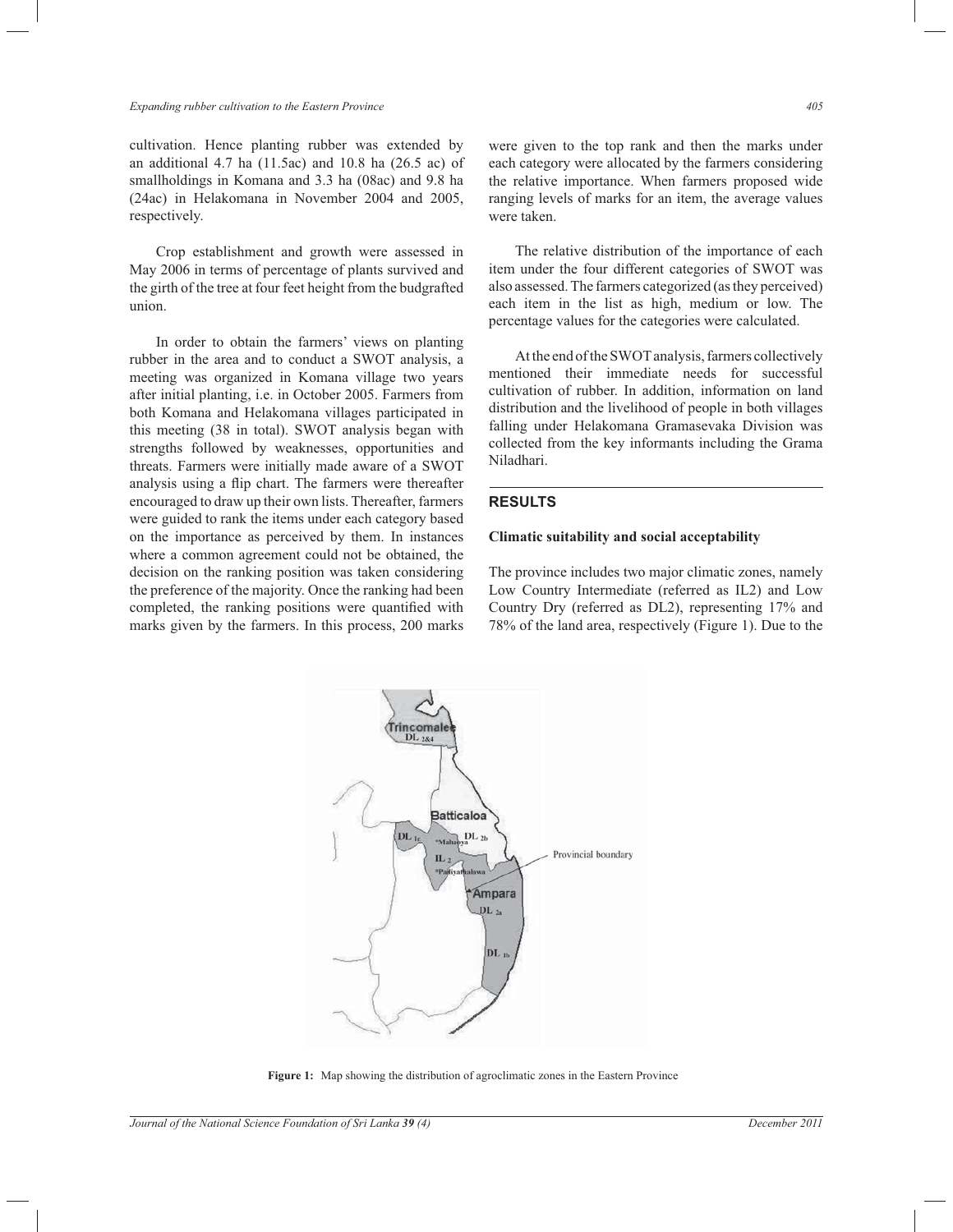cultivation. Hence planting rubber was extended by an additional 4.7 ha (11.5ac) and 10.8 ha (26.5 ac) of smallholdings in Komana and 3.3 ha (08ac) and 9.8 ha (24ac) in Helakomana in November 2004 and 2005, respectively.

Crop establishment and growth were assessed in May 2006 in terms of percentage of plants survived and the girth of the tree at four feet height from the budgrafted union.

In order to obtain the farmers' views on planting rubber in the area and to conduct a SWOT analysis, a meeting was organized in Komana village two years after initial planting, i.e. in October 2005. Farmers from both Komana and Helakomana villages participated in this meeting (38 in total). SWOT analysis began with strengths followed by weaknesses, opportunities and threats. Farmers were initially made aware of a SWOT analysis using a flip chart. The farmers were thereafter encouraged to draw up their own lists. Thereafter, farmers were guided to rank the items under each category based on the importance as perceived by them. In instances where a common agreement could not be obtained, the decision on the ranking position was taken considering the preference of the majority. Once the ranking had been completed, the ranking positions were quantified with marks given by the farmers. In this process, 200 marks were given to the top rank and then the marks under each category were allocated by the farmers considering the relative importance. When farmers proposed wide ranging levels of marks for an item, the average values were taken.

The relative distribution of the importance of each item under the four different categories of SWOT was also assessed. The farmers categorized (as they perceived) each item in the list as high, medium or low. The percentage values for the categories were calculated.

At the end of the SWOT analysis, farmers collectively mentioned their immediate needs for successful cultivation of rubber. In addition, information on land distribution and the livelihood of people in both villages falling under Helakomana Gramasevaka Division was collected from the key informants including the Grama Niladhari.

## RESULTS

### Climatic suitability and social acceptability

The province includes two major climatic zones, namely Low Country Intermediate (referred as IL2) and Low Country Dry (referred as DL2), representing 17% and 78% of the land area, respectively (Figure 1). Due to the

**Figure 1:** Map showing the distribution of agroclimatic zones in the Eastern Province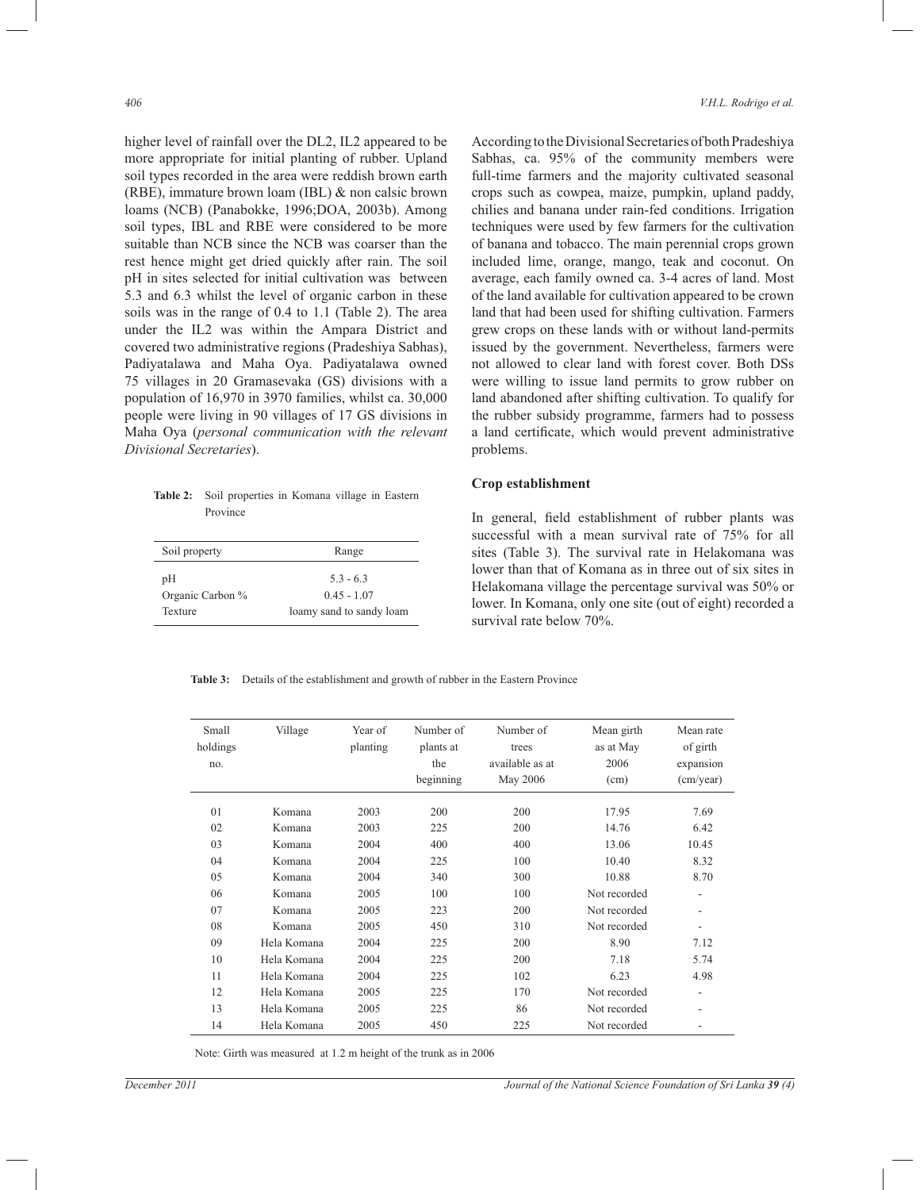higher level of rainfall over the DL2, IL2 appeared to be more appropriate for initial planting of rubber. Upland soil types recorded in the area were reddish brown earth (RBE), immature brown loam (IBL) & non calsic brown loams (NCB) (Panabokke, 1996;DOA, 2003b). Among soil types, IBL and RBE were considered to be more suitable than NCB since the NCB was coarser than the rest hence might get dried quickly after rain. The soil pH in sites selected for initial cultivation was between 5.3 and 6.3 whilst the level of organic carbon in these soils was in the range of 0.4 to 1.1 (Table 2). The area under the IL2 was within the Ampara District and covered two administrative regions (Pradeshiya Sabhas), Padiyatalawa and Maha Oya. Padiyatalawa owned 75 villages in 20 Gramasevaka (GS) divisions with a population of 16,970 in 3970 families, whilst ca. 30,000 people were living in 90 villages of 17 GS divisions in Maha Oya (*personal communication with the relevant Divisional Secretaries*).

**Table 2:** Soil properties in Komana village in Eastern Province

| Soil property | Range |
|---|---|
| pH | 5.3 - 6.3 |
| Organic Carbon % | 0.45 - 1.07 |
| Texture | loamy sand to sandy loam |

According to the Divisional Secretaries of both Pradeshiya Sabhas, ca. 95% of the community members were full-time farmers and the majority cultivated seasonal crops such as cowpea, maize, pumpkin, upland paddy, chilies and banana under rain-fed conditions. Irrigation techniques were used by few farmers for the cultivation of banana and tobacco. The main perennial crops grown included lime, orange, mango, teak and coconut. On average, each family owned ca. 3-4 acres of land. Most of the land available for cultivation appeared to be crown land that had been used for shifting cultivation. Farmers grew crops on these lands with or without land-permits issued by the government. Nevertheless, farmers were not allowed to clear land with forest cover. Both DSs were willing to issue land permits to grow rubber on land abandoned after shifting cultivation. To qualify for the rubber subsidy programme, farmers had to possess a land certificate, which would prevent administrative problems.

### Crop establishment

In general, field establishment of rubber plants was successful with a mean survival rate of 75% for all sites (Table 3). The survival rate in Helakomana was lower than that of Komana as in three out of six sites in Helakomana village the percentage survival was 50% or lower. In Komana, only one site (out of eight) recorded a survival rate below 70%.

**Table 3:** Details of the establishment and growth of rubber in the Eastern Province

| Small holdings no. | Village | Year of planting | Number of plants at the beginning | Number of trees available as at May 2006 | Mean girth as at May 2006 (cm) | Mean rate of girth expansion (cm/year) |
|---|---|---|---|---|---|---|
| 01 | Komana | 2003 | 200 | 200 | 17.95 | 7.69 |
| 02 | Komana | 2003 | 225 | 200 | 14.76 | 6.42 |
| 03 | Komana | 2004 | 400 | 400 | 13.06 | 10.45 |
| 04 | Komana | 2004 | 225 | 100 | 10.40 | 8.32 |
| 05 | Komana | 2004 | 340 | 300 | 10.88 | 8.70 |
| 06 | Komana | 2005 | 100 | 100 | Not recorded | - |
| 07 | Komana | 2005 | 223 | 200 | Not recorded | - |
| 08 | Komana | 2005 | 450 | 310 | Not recorded | - |
| 09 | Hela Komana | 2004 | 225 | 200 | 8.90 | 7.12 |
| 10 | Hela Komana | 2004 | 225 | 200 | 7.18 | 5.74 |
| 11 | Hela Komana | 2004 | 225 | 102 | 6.23 | 4.98 |
| 12 | Hela Komana | 2005 | 225 | 170 | Not recorded | - |
| 13 | Hela Komana | 2005 | 225 | 86 | Not recorded | - |
| 14 | Hela Komana | 2005 | 450 | 225 | Not recorded | - |

Note: Girth was measured at 1.2 m height of the trunk as in 2006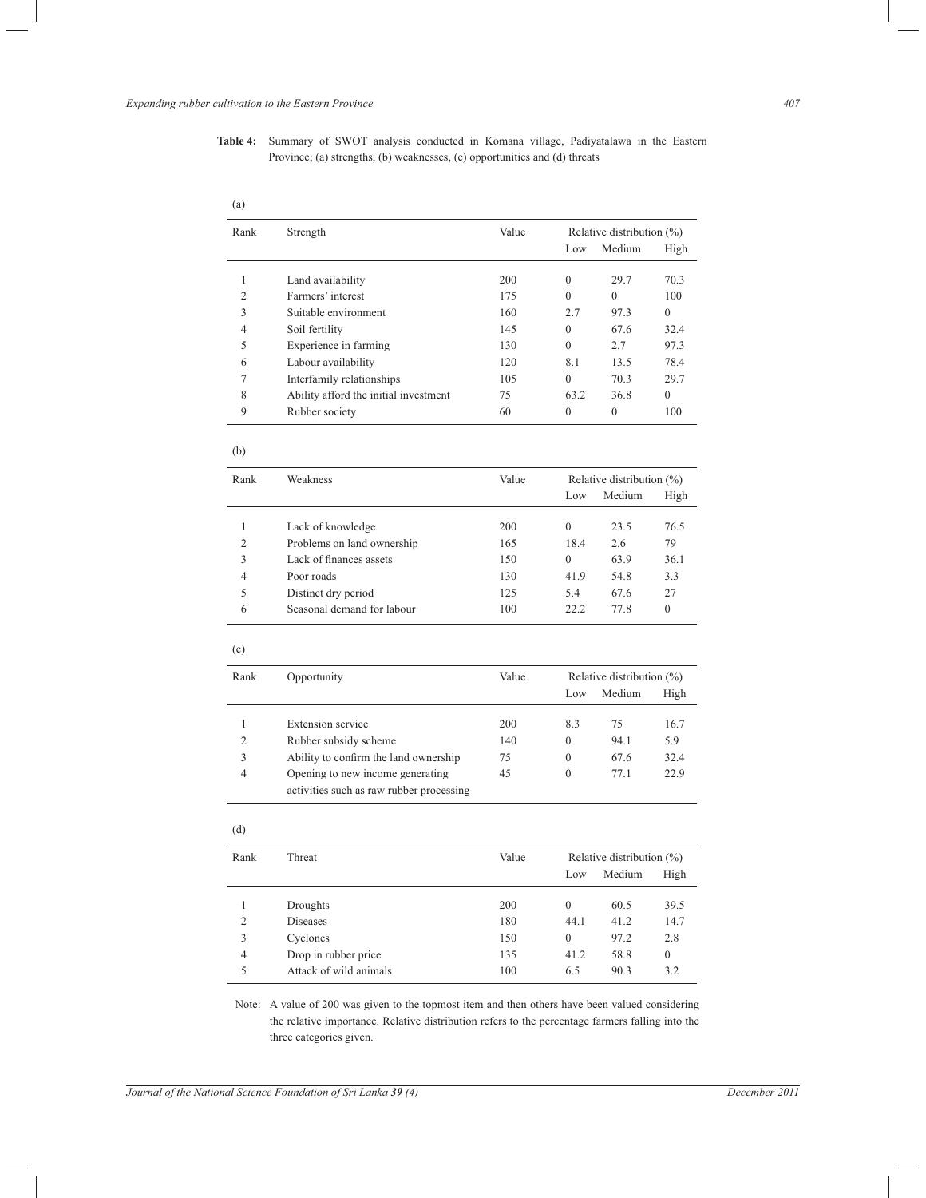**Table 4:** Summary of SWOT analysis conducted in Komana village, Padiyatalawa in the Eastern Province; (a) strengths, (b) weaknesses, (c) opportunities and (d) threats

(a)

| Rank | Strength | Value | Relative distribution (%) | | |
|---|---|---|---|---|---|
| | | | Low | Medium | High |
| 1 | Land availability | 200 | 0 | 29.7 | 70.3 |
| 2 | Farmers' interest | 175 | 0 | 0 | 100 |
| 3 | Suitable environment | 160 | 2.7 | 97.3 | 0 |
| 4 | Soil fertility | 145 | 0 | 67.6 | 32.4 |
| 5 | Experience in farming | 130 | 0 | 2.7 | 97.3 |
| 6 | Labour availability | 120 | 8.1 | 13.5 | 78.4 |
| 7 | Interfamily relationships | 105 | 0 | 70.3 | 29.7 |
| 8 | Ability afford the initial investment | 75 | 63.2 | 36.8 | 0 |
| 9 | Rubber society | 60 | 0 | 0 | 100 |

(b)

| Rank | Weakness | Value | Relative distribution (%) | | |
|---|---|---|---|---|---|
| | | | Low | Medium | High |
| 1 | Lack of knowledge | 200 | 0 | 23.5 | 76.5 |
| 2 | Problems on land ownership | 165 | 18.4 | 2.6 | 79 |
| 3 | Lack of finances assets | 150 | 0 | 63.9 | 36.1 |
| 4 | Poor roads | 130 | 41.9 | 54.8 | 3.3 |
| 5 | Distinct dry period | 125 | 5.4 | 67.6 | 27 |
| 6 | Seasonal demand for labour | 100 | 22.2 | 77.8 | 0 |

(c)

| Rank | Opportunity | Value | Relative distribution (%) | | |
|---|---|---|---|---|---|
| | | | Low | Medium | High |
| 1 | Extension service | 200 | 8.3 | 75 | 16.7 |
| 2 | Rubber subsidy scheme | 140 | 0 | 94.1 | 5.9 |
| 3 | Ability to confirm the land ownership | 75 | 0 | 67.6 | 32.4 |
| 4 | Opening to new income generating activities such as raw rubber processing | 45 | 0 | 77.1 | 22.9 |

(d)

| Rank | Threat | Value | Relative distribution (%) | | |
|---|---|---|---|---|---|
| | | | Low | Medium | High |
| 1 | Droughts | 200 | 0 | 60.5 | 39.5 |
| 2 | Diseases | 180 | 44.1 | 41.2 | 14.7 |
| 3 | Cyclones | 150 | 0 | 97.2 | 2.8 |
| 4 | Drop in rubber price | 135 | 41.2 | 58.8 | 0 |
| 5 | Attack of wild animals | 100 | 6.5 | 90.3 | 3.2 |

Note: A value of 200 was given to the topmost item and then others have been valued considering the relative importance. Relative distribution refers to the percentage farmers falling into the three categories given.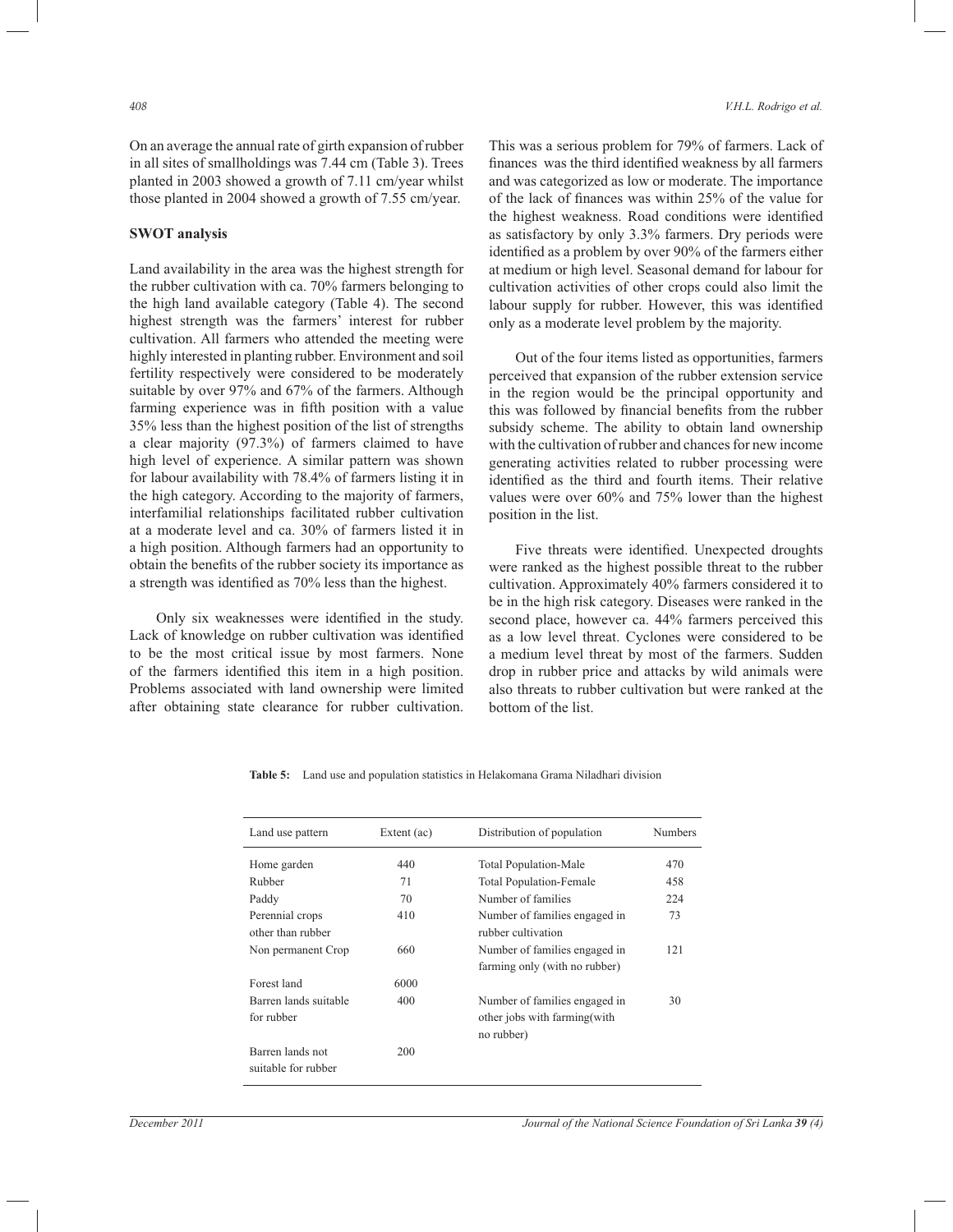On an average the annual rate of girth expansion of rubber in all sites of smallholdings was 7.44 cm (Table 3). Trees planted in 2003 showed a growth of 7.11 cm/year whilst those planted in 2004 showed a growth of 7.55 cm/year.

### SWOT analysis

Land availability in the area was the highest strength for the rubber cultivation with ca. 70% farmers belonging to the high land available category (Table 4). The second highest strength was the farmers' interest for rubber cultivation. All farmers who attended the meeting were highly interested in planting rubber. Environment and soil fertility respectively were considered to be moderately suitable by over 97% and 67% of the farmers. Although farming experience was in fifth position with a value 35% less than the highest position of the list of strengths a clear majority (97.3%) of farmers claimed to have high level of experience. A similar pattern was shown for labour availability with 78.4% of farmers listing it in the high category. According to the majority of farmers, interfamilial relationships facilitated rubber cultivation at a moderate level and ca. 30% of farmers listed it in a high position. Although farmers had an opportunity to obtain the benefits of the rubber society its importance as a strength was identified as 70% less than the highest.

Only six weaknesses were identified in the study. Lack of knowledge on rubber cultivation was identified to be the most critical issue by most farmers. None of the farmers identified this item in a high position. Problems associated with land ownership were limited after obtaining state clearance for rubber cultivation. This was a serious problem for 79% of farmers. Lack of finances was the third identified weakness by all farmers and was categorized as low or moderate. The importance of the lack of finances was within 25% of the value for the highest weakness. Road conditions were identified as satisfactory by only 3.3% farmers. Dry periods were identified as a problem by over 90% of the farmers either at medium or high level. Seasonal demand for labour for cultivation activities of other crops could also limit the labour supply for rubber. However, this was identified only as a moderate level problem by the majority.

Out of the four items listed as opportunities, farmers perceived that expansion of the rubber extension service in the region would be the principal opportunity and this was followed by financial benefits from the rubber subsidy scheme. The ability to obtain land ownership with the cultivation of rubber and chances for new income generating activities related to rubber processing were identified as the third and fourth items. Their relative values were over 60% and 75% lower than the highest position in the list.

Five threats were identified. Unexpected droughts were ranked as the highest possible threat to the rubber cultivation. Approximately 40% farmers considered it to be in the high risk category. Diseases were ranked in the second place, however ca. 44% farmers perceived this as a low level threat. Cyclones were considered to be a medium level threat by most of the farmers. Sudden drop in rubber price and attacks by wild animals were also threats to rubber cultivation but were ranked at the bottom of the list.

**Table 5:** Land use and population statistics in Helakomana Grama Niladhari division

| Land use pattern | Extent (ac) | Distribution of population | Numbers |
|---|---|---|---|
| Home garden | 440 | Total Population-Male | 470 |
| Rubber | 71 | Total Population-Female | 458 |
| Paddy | 70 | Number of families | 224 |
| Perennial crops other than rubber | 410 | Number of families engaged in rubber cultivation | 73 |
| Non permanent Crop | 660 | Number of families engaged in farming only (with no rubber) | 121 |
| Forest land | 6000 | | |
| Barren lands suitable for rubber | 400 | Number of families engaged in other jobs with farming(with no rubber) | 30 |
| Barren lands not suitable for rubber | 200 | | |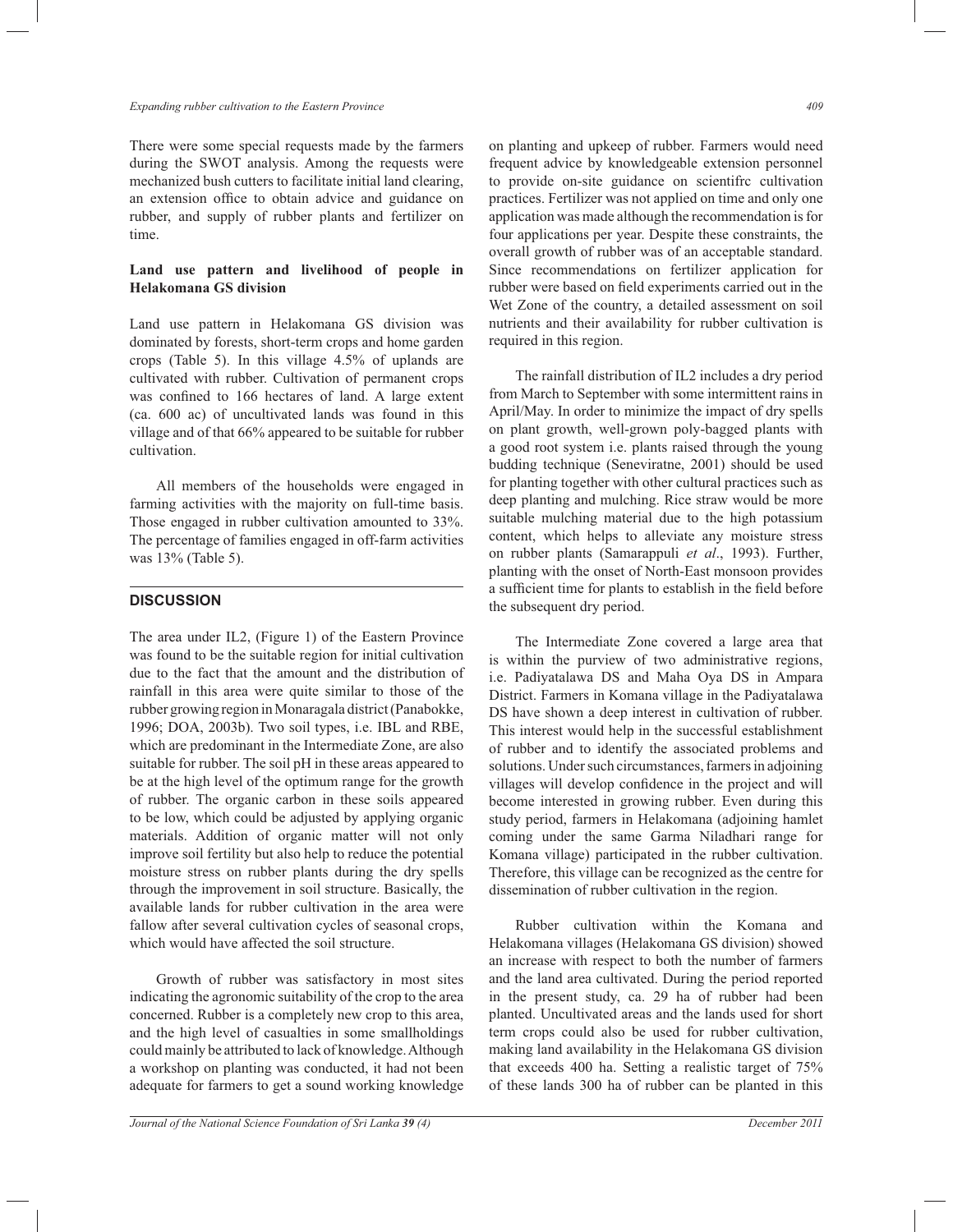There were some special requests made by the farmers during the SWOT analysis. Among the requests were mechanized bush cutters to facilitate initial land clearing, an extension office to obtain advice and guidance on rubber, and supply of rubber plants and fertilizer on time.

**Land use pattern and livelihood of people in Helakomana GS division**

Land use pattern in Helakomana GS division was dominated by forests, short-term crops and home garden crops (Table 5). In this village 4.5% of uplands are cultivated with rubber. Cultivation of permanent crops was confined to 166 hectares of land. A large extent (ca. 600 ac) of uncultivated lands was found in this village and of that 66% appeared to be suitable for rubber cultivation.

All members of the households were engaged in farming activities with the majority on full-time basis. Those engaged in rubber cultivation amounted to 33%. The percentage of families engaged in off-farm activities was 13% (Table 5).

## DISCUSSION

The area under IL2, (Figure 1) of the Eastern Province was found to be the suitable region for initial cultivation due to the fact that the amount and the distribution of rainfall in this area were quite similar to those of the rubber growing region in Monaragala district (Panabokke, 1996; DOA, 2003b). Two soil types, i.e. IBL and RBE, which are predominant in the Intermediate Zone, are also suitable for rubber. The soil pH in these areas appeared to be at the high level of the optimum range for the growth of rubber. The organic carbon in these soils appeared to be low, which could be adjusted by applying organic materials. Addition of organic matter will not only improve soil fertility but also help to reduce the potential moisture stress on rubber plants during the dry spells through the improvement in soil structure. Basically, the available lands for rubber cultivation in the area were fallow after several cultivation cycles of seasonal crops, which would have affected the soil structure.

Growth of rubber was satisfactory in most sites indicating the agronomic suitability of the crop to the area concerned. Rubber is a completely new crop to this area, and the high level of casualties in some smallholdings could mainly be attributed to lack of knowledge. Although a workshop on planting was conducted, it had not been adequate for farmers to get a sound working knowledge on planting and upkeep of rubber. Farmers would need frequent advice by knowledgeable extension personnel to provide on-site guidance on scientifrc cultivation practices. Fertilizer was not applied on time and only one application was made although the recommendation is for four applications per year. Despite these constraints, the overall growth of rubber was of an acceptable standard. Since recommendations on fertilizer application for rubber were based on field experiments carried out in the Wet Zone of the country, a detailed assessment on soil nutrients and their availability for rubber cultivation is required in this region.

The rainfall distribution of IL2 includes a dry period from March to September with some intermittent rains in April/May. In order to minimize the impact of dry spells on plant growth, well-grown poly-bagged plants with a good root system i.e. plants raised through the young budding technique (Seneviratne, 2001) should be used for planting together with other cultural practices such as deep planting and mulching. Rice straw would be more suitable mulching material due to the high potassium content, which helps to alleviate any moisture stress on rubber plants (Samarappuli *et al*., 1993). Further, planting with the onset of North-East monsoon provides a sufficient time for plants to establish in the field before the subsequent dry period.

The Intermediate Zone covered a large area that is within the purview of two administrative regions, i.e. Padiyatalawa DS and Maha Oya DS in Ampara District. Farmers in Komana village in the Padiyatalawa DS have shown a deep interest in cultivation of rubber. This interest would help in the successful establishment of rubber and to identify the associated problems and solutions. Under such circumstances, farmers in adjoining villages will develop confidence in the project and will become interested in growing rubber. Even during this study period, farmers in Helakomana (adjoining hamlet coming under the same Garma Niladhari range for Komana village) participated in the rubber cultivation. Therefore, this village can be recognized as the centre for dissemination of rubber cultivation in the region.

Rubber cultivation within the Komana and Helakomana villages (Helakomana GS division) showed an increase with respect to both the number of farmers and the land area cultivated. During the period reported in the present study, ca. 29 ha of rubber had been planted. Uncultivated areas and the lands used for short term crops could also be used for rubber cultivation, making land availability in the Helakomana GS division that exceeds 400 ha. Setting a realistic target of 75% of these lands 300 ha of rubber can be planted in this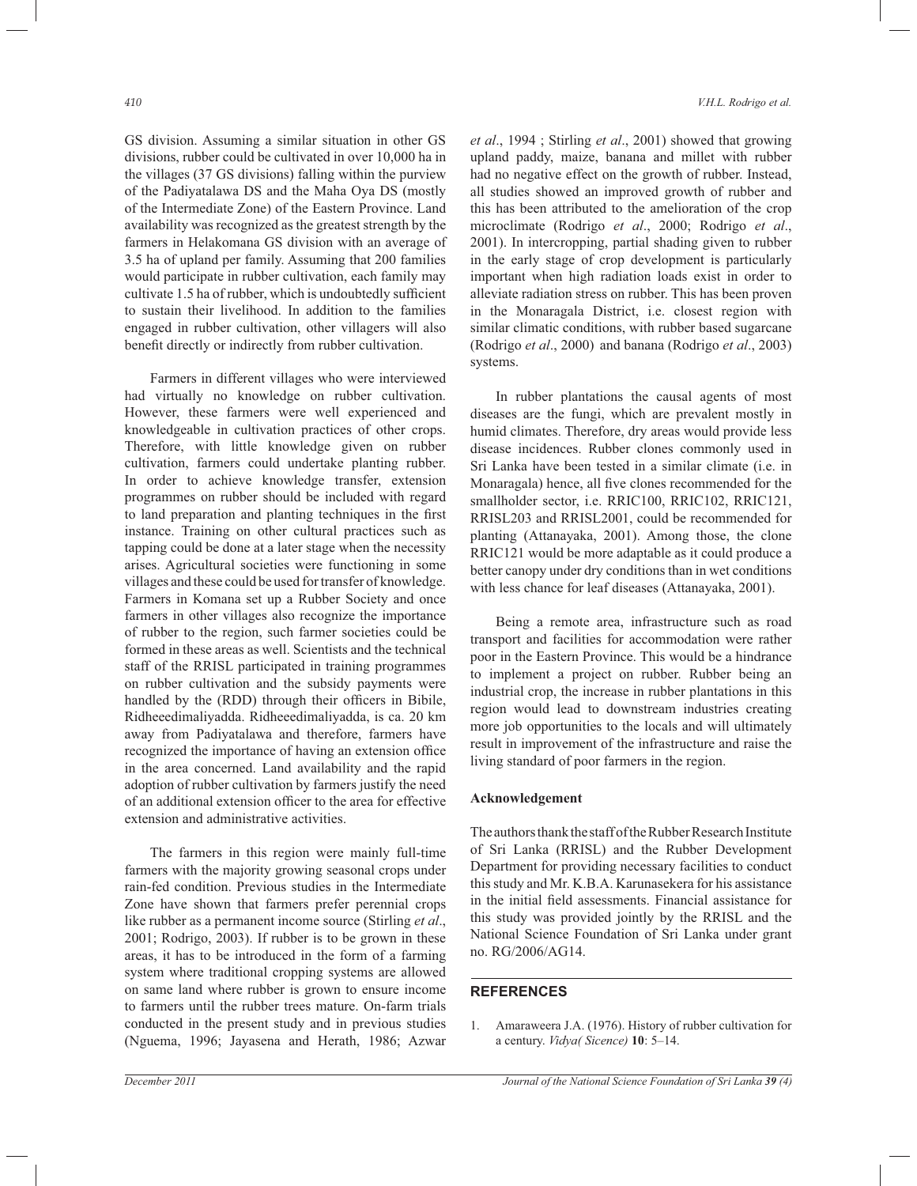GS division. Assuming a similar situation in other GS divisions, rubber could be cultivated in over 10,000 ha in the villages (37 GS divisions) falling within the purview of the Padiyatalawa DS and the Maha Oya DS (mostly of the Intermediate Zone) of the Eastern Province. Land availability was recognized as the greatest strength by the farmers in Helakomana GS division with an average of 3.5 ha of upland per family. Assuming that 200 families would participate in rubber cultivation, each family may cultivate 1.5 ha of rubber, which is undoubtedly sufficient to sustain their livelihood. In addition to the families engaged in rubber cultivation, other villagers will also benefit directly or indirectly from rubber cultivation.

Farmers in different villages who were interviewed had virtually no knowledge on rubber cultivation. However, these farmers were well experienced and knowledgeable in cultivation practices of other crops. Therefore, with little knowledge given on rubber cultivation, farmers could undertake planting rubber. In order to achieve knowledge transfer, extension programmes on rubber should be included with regard to land preparation and planting techniques in the first instance. Training on other cultural practices such as tapping could be done at a later stage when the necessity arises. Agricultural societies were functioning in some villages and these could be used for transfer of knowledge. Farmers in Komana set up a Rubber Society and once farmers in other villages also recognize the importance of rubber to the region, such farmer societies could be formed in these areas as well. Scientists and the technical staff of the RRISL participated in training programmes on rubber cultivation and the subsidy payments were handled by the (RDD) through their officers in Bibile, Ridheeedimaliyadda. Ridheeedimaliyadda, is ca. 20 km away from Padiyatalawa and therefore, farmers have recognized the importance of having an extension office in the area concerned. Land availability and the rapid adoption of rubber cultivation by farmers justify the need of an additional extension officer to the area for effective extension and administrative activities.

The farmers in this region were mainly full-time farmers with the majority growing seasonal crops under rain-fed condition. Previous studies in the Intermediate Zone have shown that farmers prefer perennial crops like rubber as a permanent income source (Stirling *et al*., 2001; Rodrigo, 2003). If rubber is to be grown in these areas, it has to be introduced in the form of a farming system where traditional cropping systems are allowed on same land where rubber is grown to ensure income to farmers until the rubber trees mature. On-farm trials conducted in the present study and in previous studies (Nguema, 1996; Jayasena and Herath, 1986; Azwar *et al*., 1994 ; Stirling *et al*., 2001) showed that growing upland paddy, maize, banana and millet with rubber had no negative effect on the growth of rubber. Instead, all studies showed an improved growth of rubber and this has been attributed to the amelioration of the crop microclimate (Rodrigo *et al*., 2000; Rodrigo *et al*., 2001). In intercropping, partial shading given to rubber in the early stage of crop development is particularly important when high radiation loads exist in order to alleviate radiation stress on rubber. This has been proven in the Monaragala District, i.e. closest region with similar climatic conditions, with rubber based sugarcane (Rodrigo *et al*., 2000) and banana (Rodrigo *et al*., 2003) systems.

In rubber plantations the causal agents of most diseases are the fungi, which are prevalent mostly in humid climates. Therefore, dry areas would provide less disease incidences. Rubber clones commonly used in Sri Lanka have been tested in a similar climate (i.e. in Monaragala) hence, all five clones recommended for the smallholder sector, i.e. RRIC100, RRIC102, RRIC121, RRISL203 and RRISL2001, could be recommended for planting (Attanayaka, 2001). Among those, the clone RRIC121 would be more adaptable as it could produce a better canopy under dry conditions than in wet conditions with less chance for leaf diseases (Attanayaka, 2001).

Being a remote area, infrastructure such as road transport and facilities for accommodation were rather poor in the Eastern Province. This would be a hindrance to implement a project on rubber. Rubber being an industrial crop, the increase in rubber plantations in this region would lead to downstream industries creating more job opportunities to the locals and will ultimately result in improvement of the infrastructure and raise the living standard of poor farmers in the region.

**Acknowledgement**

The authors thank the staff of the Rubber Research Institute of Sri Lanka (RRISL) and the Rubber Development Department for providing necessary facilities to conduct this study and Mr. K.B.A. Karunasekera for his assistance in the initial field assessments. Financial assistance for this study was provided jointly by the RRISL and the National Science Foundation of Sri Lanka under grant no. RG/2006/AG14.

## REFERENCES

1. Amaraweera J.A. (1976). History of rubber cultivation for a century. *Vidya( Sicence)* **10**: 5–14.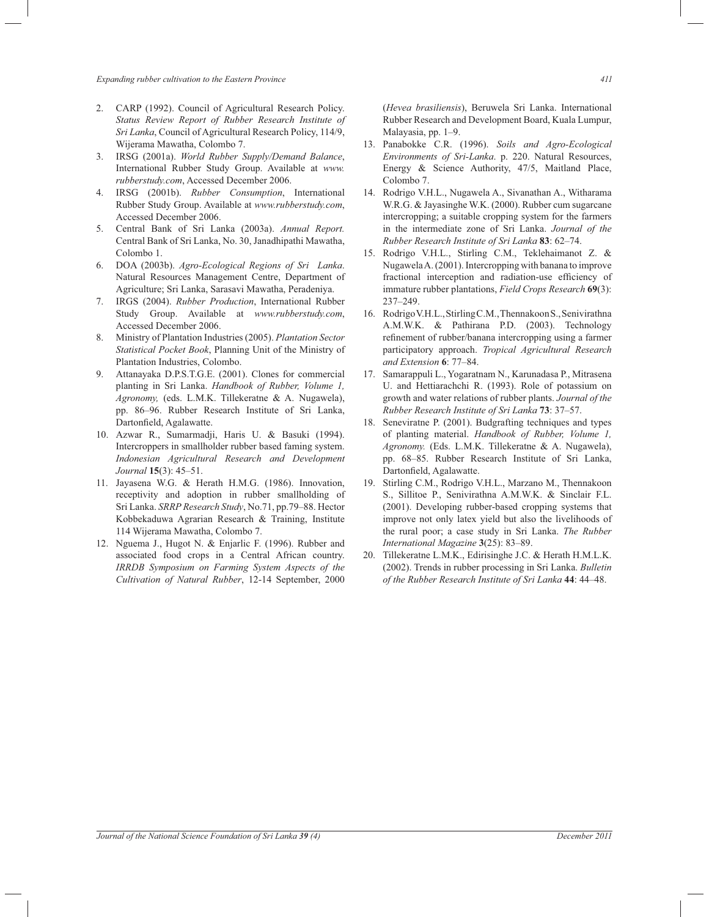2. CARP (1992). Council of Agricultural Research Policy. *Status Review Report of Rubber Research Institute of Sri Lanka*, Council of Agricultural Research Policy, 114/9, Wijerama Mawatha, Colombo 7.
3. IRSG (2001a). *World Rubber Supply/Demand Balance*, International Rubber Study Group. Available at *www.rubberstudy.com*, Accessed December 2006.
4. IRSG (2001b). *Rubber Consumption*, International Rubber Study Group. Available at *www.rubberstudy.com*, Accessed December 2006.
5. Central Bank of Sri Lanka (2003a). *Annual Report.* Central Bank of Sri Lanka, No. 30, Janadhipathi Mawatha, Colombo 1.
6. DOA (2003b). *Agro-Ecological Regions of Sri Lanka*. Natural Resources Management Centre, Department of Agriculture; Sri Lanka, Sarasavi Mawatha, Peradeniya.
7. IRGS (2004). *Rubber Production*, International Rubber Study Group. Available at *www.rubberstudy.com*, Accessed December 2006.
8. Ministry of Plantation Industries (2005). *Plantation Sector Statistical Pocket Book*, Planning Unit of the Ministry of Plantation Industries, Colombo.
9. Attanayaka D.P.S.T.G.E. (2001). Clones for commercial planting in Sri Lanka. *Handbook of Rubber, Volume 1, Agronomy,* (eds. L.M.K. Tillekeratne & A. Nugawela), pp. 86–96. Rubber Research Institute of Sri Lanka, Dartonfield, Agalawatte.
10. Azwar R., Sumarmadji, Haris U. & Basuki (1994). Intercroppers in smallholder rubber based faming system. *Indonesian Agricultural Research and Development Journal* **15**(3): 45–51.
11. Jayasena W.G. & Herath H.M.G. (1986). Innovation, receptivity and adoption in rubber smallholding of Sri Lanka. *SRRP Research Study*, No.71, pp.79–88. Hector Kobbekaduwa Agrarian Research & Training, Institute 114 Wijerama Mawatha, Colombo 7.
12. Nguema J., Hugot N. & Enjarlic F. (1996). Rubber and associated food crops in a Central African country. *IRRDB Symposium on Farming System Aspects of the Cultivation of Natural Rubber*, 12-14 September, 2000 (*Hevea brasiliensis*), Beruwela Sri Lanka. International Rubber Research and Development Board, Kuala Lumpur, Malayasia, pp. 1–9.
13. Panabokke C.R. (1996). *Soils and Agro-Ecological Environments of Sri-Lanka*. p. 220. Natural Resources, Energy & Science Authority, 47/5, Maitland Place, Colombo 7.
14. Rodrigo V.H.L., Nugawela A., Sivanathan A., Witharama W.R.G. & Jayasinghe W.K. (2000). Rubber cum sugarcane intercropping; a suitable cropping system for the farmers in the intermediate zone of Sri Lanka. *Journal of the Rubber Research Institute of Sri Lanka* **83**: 62–74.
15. Rodrigo V.H.L., Stirling C.M., Teklehaimanot Z. & Nugawela A. (2001). Intercropping with banana to improve fractional interception and radiation-use efficiency of immature rubber plantations, *Field Crops Research* **69**(3): 237–249.
16. Rodrigo V.H.L., Stirling C.M., Thennakoon S., Senivirathna A.M.W.K. & Pathirana P.D. (2003). Technology refinement of rubber/banana intercropping using a farmer participatory approach. *Tropical Agricultural Research and Extension* **6**: 77–84.
17. Samarappuli L., Yogaratnam N., Karunadasa P., Mitrasena U. and Hettiarachchi R. (1993). Role of potassium on growth and water relations of rubber plants. *Journal of the Rubber Research Institute of Sri Lanka* **73**: 37–57.
18. Seneviratne P. (2001). Budgrafting techniques and types of planting material. *Handbook of Rubber, Volume 1, Agronomy.* (Eds. L.M.K. Tillekeratne & A. Nugawela), pp. 68–85. Rubber Research Institute of Sri Lanka, Dartonfield, Agalawatte.
19. Stirling C.M., Rodrigo V.H.L., Marzano M., Thennakoon S., Sillitoe P., Senivirathna A.M.W.K. & Sinclair F.L. (2001). Developing rubber-based cropping systems that improve not only latex yield but also the livelihoods of the rural poor; a case study in Sri Lanka. *The Rubber International Magazine* **3**(25): 83–89.
20. Tillekeratne L.M.K., Edirisinghe J.C. & Herath H.M.L.K. (2002). Trends in rubber processing in Sri Lanka. *Bulletin of the Rubber Research Institute of Sri Lanka* **44**: 44–48.